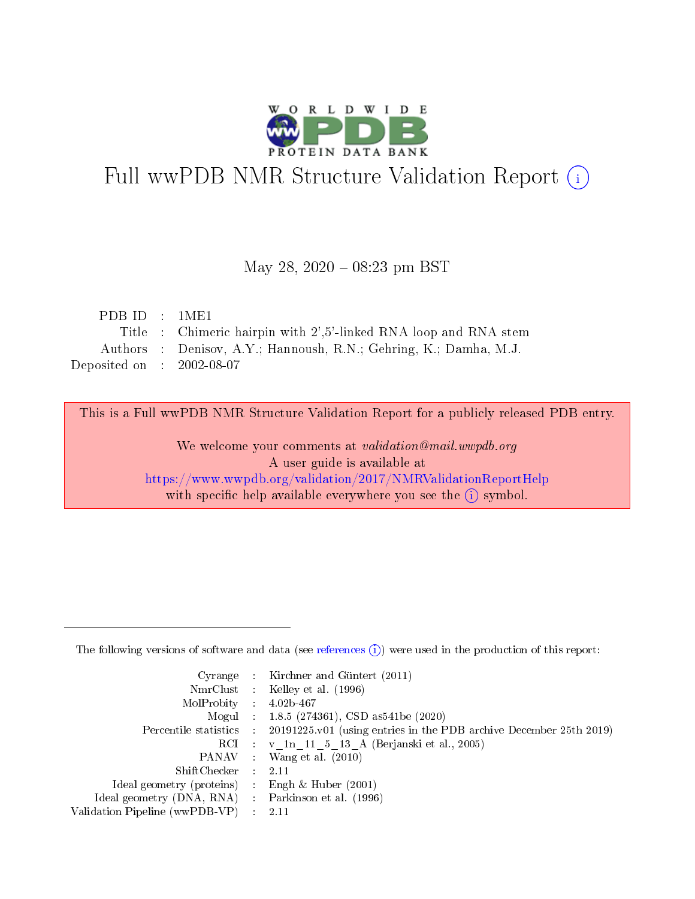# Full wwPDB NMR Structure Validation Report (i)

May 28, 2020 – 08:23 pm BST

| | | |
|---|---|---|
| PDB ID | : | 1ME1 |
| Title | : | Chimeric hairpin with 2',5'-linked RNA loop and RNA stem |
| Authors | : | Denisov, A.Y.; Hannoush, R.N.; Gehring, K.; Damha, M.J. |
| Deposited on | : | 2002-08-07 |

This is a Full wwPDB NMR Structure Validation Report for a publicly released PDB entry.

We welcome your comments at *validation@mail.wwpdb.org*
A user guide is available at
https://www.wwpdb.org/validation/2017/NMRValidationReportHelp
with specific help available everywhere you see the (i) symbol.

---

The following versions of software and data (see references (i)) were used in the production of this report:

| | | |
|---|---|---|
| Cyrange | : | Kirchner and Güntert (2011) |
| NmrClust | : | Kelley et al. (1996) |
| MolProbity | : | 4.02b-467 |
| Mogul | : | 1.8.5 (274361), CSD as541be (2020) |
| Percentile statistics | : | 20191225.v01 (using entries in the PDB archive December 25th 2019) |
| RCI | : | v_1n_11_5_13_A (Berjanski et al., 2005) |
| PANAV | : | Wang et al. (2010) |
| ShiftChecker | : | 2.11 |
| Ideal geometry (proteins) | : | Engh & Huber (2001) |
| Ideal geometry (DNA, RNA) | : | Parkinson et al. (1996) |
| Validation Pipeline (wwPDB-VP) | : | 2.11 |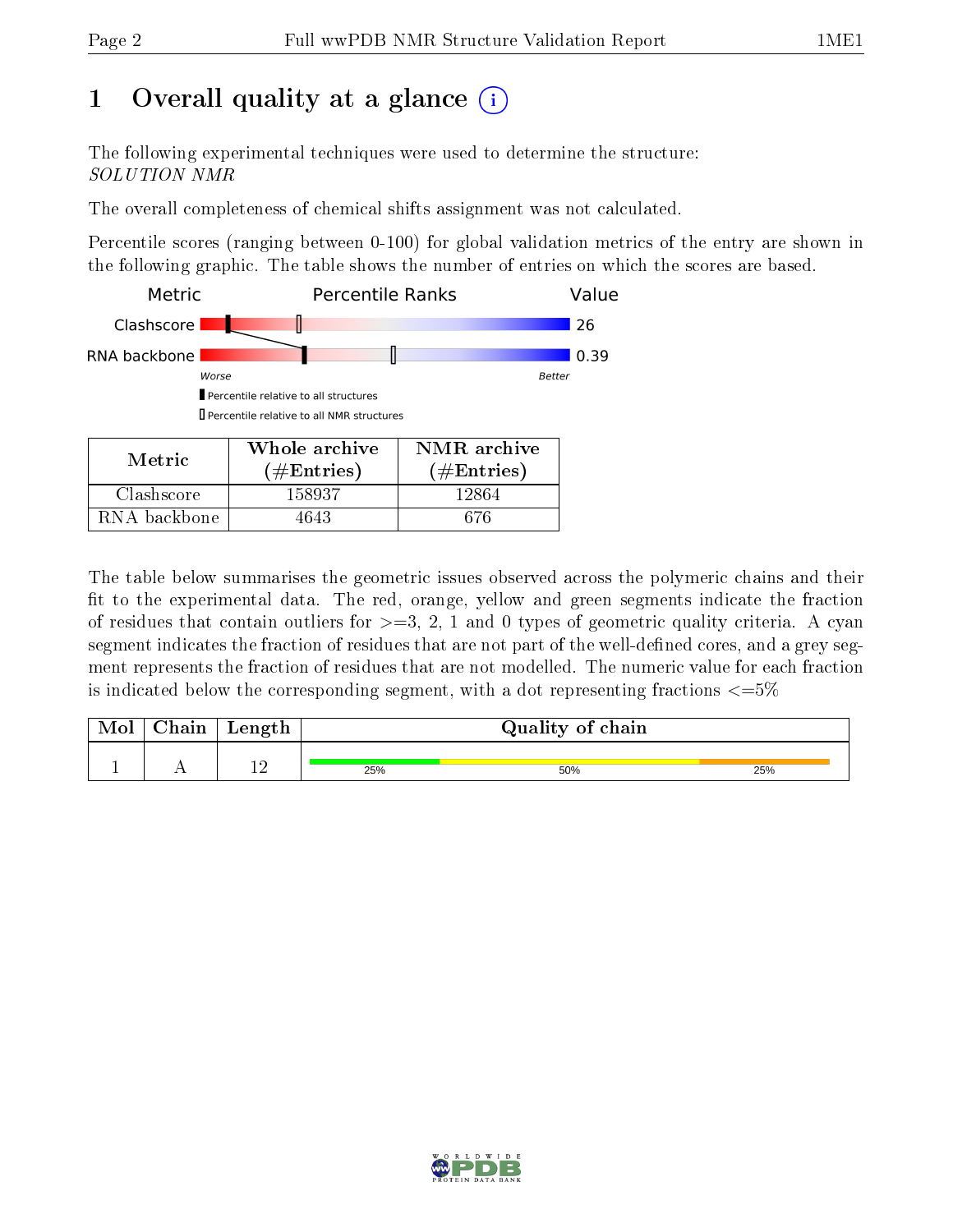# 1 Overall quality at a glance

The following experimental techniques were used to determine the structure:
*SOLUTION NMR*

The overall completeness of chemical shifts assignment was not calculated.

Percentile scores (ranging between 0-100) for global validation metrics of the entry are shown in the following graphic. The table shows the number of entries on which the scores are based.

| Metric | Percentile Ranks | Value |
|---|---|---|
| Clashscore | | 26 |
| RNA backbone | | 0.39 |

Worse — Better

▮ Percentile relative to all structures
▯ Percentile relative to all NMR structures

| Metric | Whole archive (#Entries) | NMR archive (#Entries) |
|---|---|---|
| Clashscore | 158937 | 12864 |
| RNA backbone | 4643 | 676 |

The table below summarises the geometric issues observed across the polymeric chains and their fit to the experimental data. The red, orange, yellow and green segments indicate the fraction of residues that contain outliers for >=3, 2, 1 and 0 types of geometric quality criteria. A cyan segment indicates the fraction of residues that are not part of the well-defined cores, and a grey segment represents the fraction of residues that are not modelled. The numeric value for each fraction is indicated below the corresponding segment, with a dot representing fractions <=5%

| Mol | Chain | Length | Quality of chain |
|---|---|---|---|
| 1 | A | 12 | 25% 50% 25% |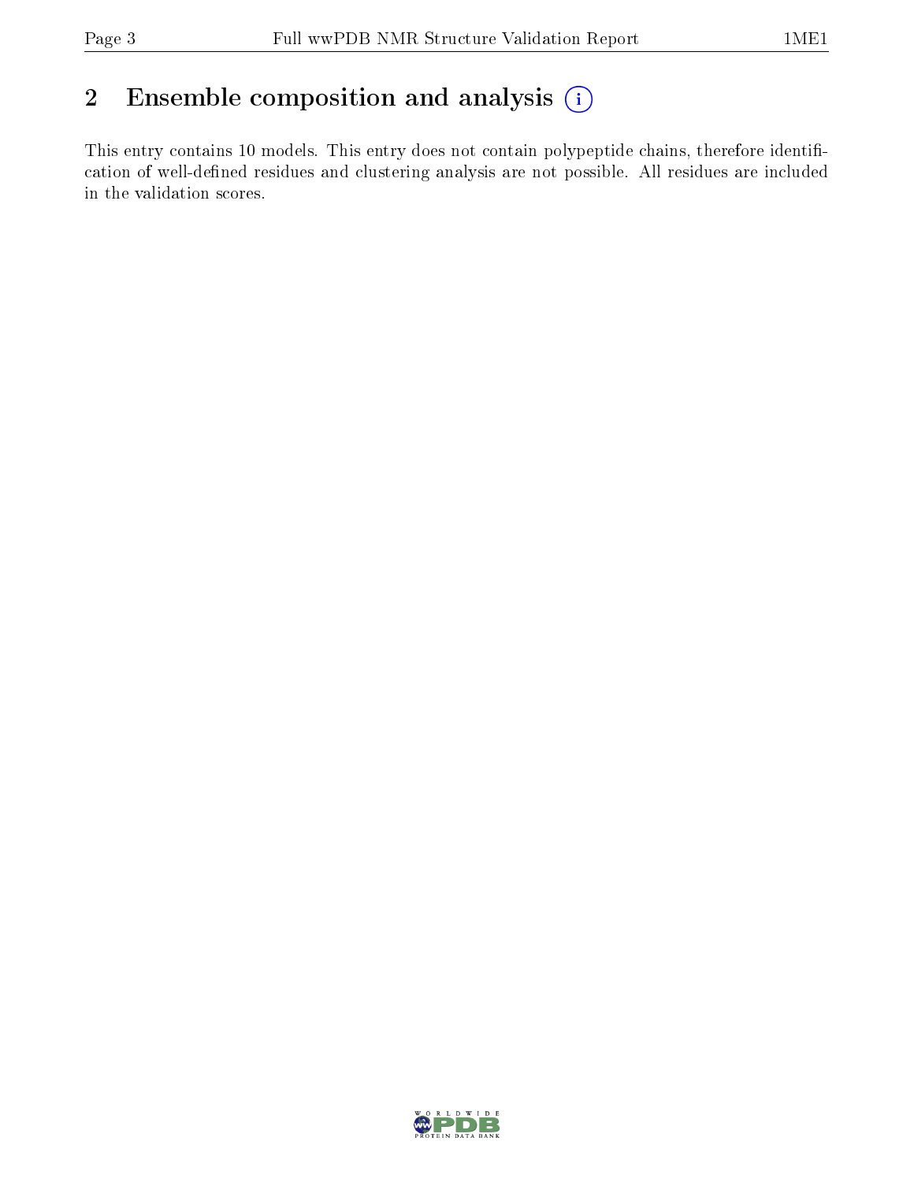## 2 Ensemble composition and analysis

This entry contains 10 models. This entry does not contain polypeptide chains, therefore identification of well-defined residues and clustering analysis are not possible. All residues are included in the validation scores.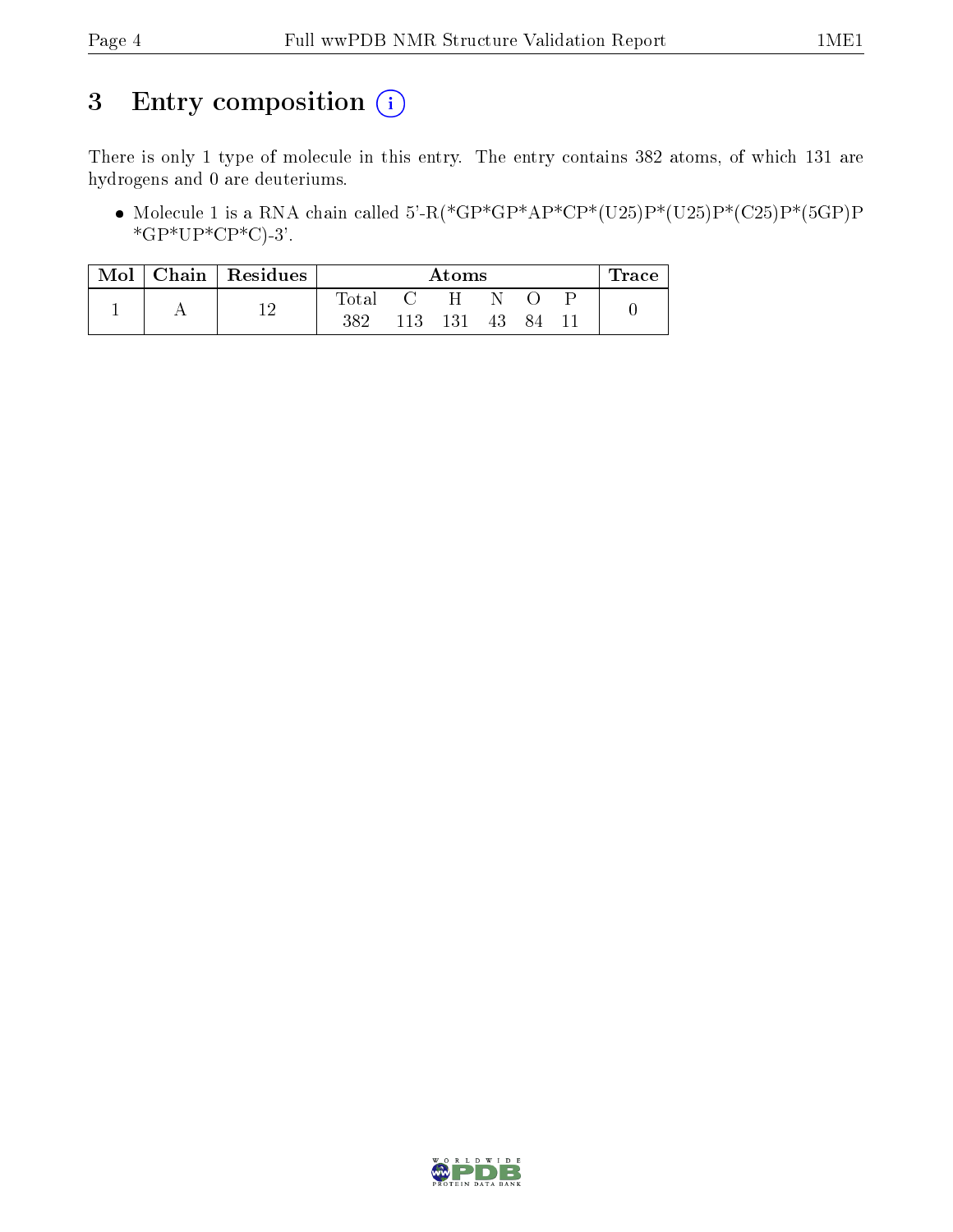# 3 Entry composition (i)

There is only 1 type of molecule in this entry. The entry contains 382 atoms, of which 131 are hydrogens and 0 are deuteriums.

- Molecule 1 is a RNA chain called 5'-R(*GP*GP*AP*CP*(U25)P*(U25)P*(C25)P*(5GP)P*GP*UP*CP*C)-3'.

| Mol | Chain | Residues | Atoms | | | | | | Trace |
|---|---|---|---|---|---|---|---|---|---|
| | | | Total | C | H | N | O | P | |
| 1 | A | 12 | 382 | 113 | 131 | 43 | 84 | 11 | 0 |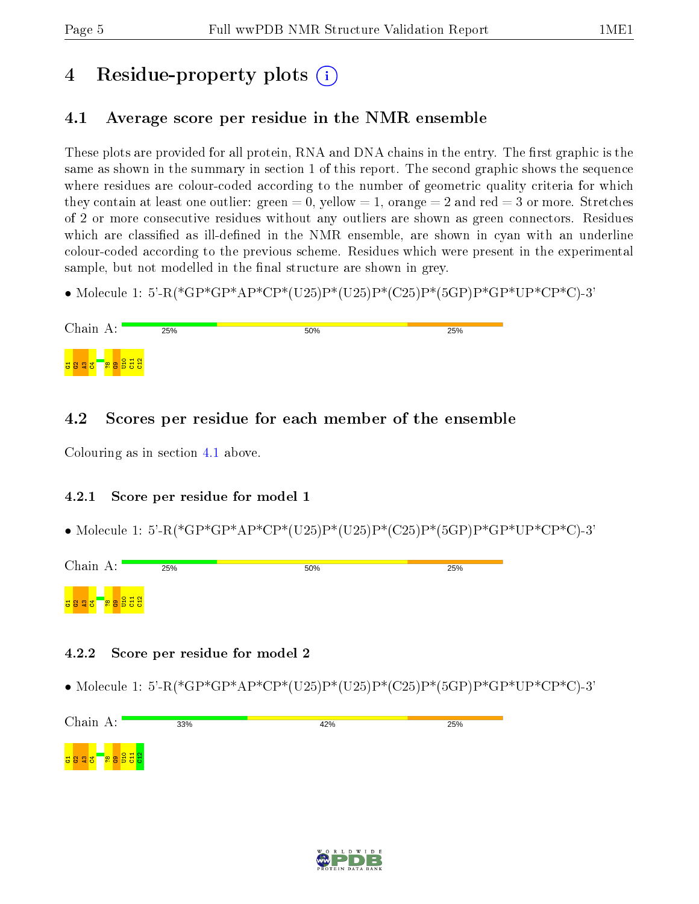# 4 Residue-property plots

## 4.1 Average score per residue in the NMR ensemble

These plots are provided for all protein, RNA and DNA chains in the entry. The first graphic is the same as shown in the summary in section 1 of this report. The second graphic shows the sequence where residues are colour-coded according to the number of geometric quality criteria for which they contain at least one outlier: green = 0, yellow = 1, orange = 2 and red = 3 or more. Stretches of 2 or more consecutive residues without any outliers are shown as green connectors. Residues which are classified as ill-defined in the NMR ensemble, are shown in cyan with an underline colour-coded according to the previous scheme. Residues which were present in the experimental sample, but not modelled in the final structure are shown in grey.

- Molecule 1: 5'-R(*GP*GP*AP*CP*(U25)P*(U25)P*(C25)P*(5GP)P*GP*UP*CP*C)-3'

Chain A: 25% 50% 25%

G1 G2 A3 C4 ?8 G9 U10 C11 C12

## 4.2 Scores per residue for each member of the ensemble

Colouring as in section 4.1 above.

### 4.2.1 Score per residue for model 1

- Molecule 1: 5'-R(*GP*GP*AP*CP*(U25)P*(U25)P*(C25)P*(5GP)P*GP*UP*CP*C)-3'

Chain A: 25% 50% 25%

G1 G2 A3 C4 ?8 G9 U10 C11 C12

### 4.2.2 Score per residue for model 2

- Molecule 1: 5'-R(*GP*GP*AP*CP*(U25)P*(U25)P*(C25)P*(5GP)P*GP*UP*CP*C)-3'

Chain A: 33% 42% 25%

G1 G2 A3 C4 ?8 G9 U10 C11 C12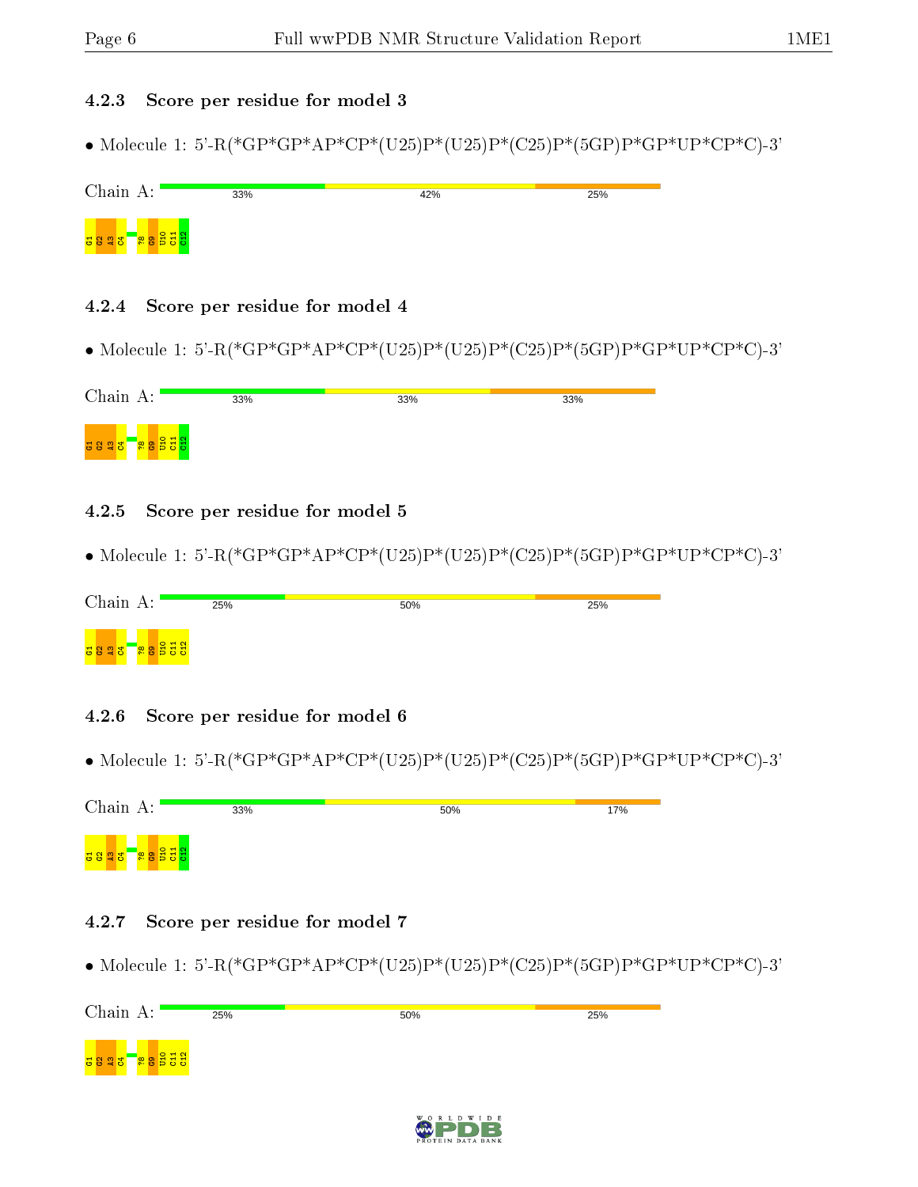### 4.2.3 Score per residue for model 3

- Molecule 1: 5'-R(*GP*GP*AP*CP*(U25)P*(U25)P*(C25)P*(5GP)P*GP*UP*CP*C)-3'

Chain A: 33% 42% 25%

G1 G2 A3 C4 ?8 G9 U10 C11 C12

### 4.2.4 Score per residue for model 4

- Molecule 1: 5'-R(*GP*GP*AP*CP*(U25)P*(U25)P*(C25)P*(5GP)P*GP*UP*CP*C)-3'

Chain A: 33% 33% 33%

G1 G2 A3 C4 ?8 G9 U10 C11 C12

### 4.2.5 Score per residue for model 5

- Molecule 1: 5'-R(*GP*GP*AP*CP*(U25)P*(U25)P*(C25)P*(5GP)P*GP*UP*CP*C)-3'

Chain A: 25% 50% 25%

G1 G2 A3 C4 ?8 G9 U10 C11 C12

### 4.2.6 Score per residue for model 6

- Molecule 1: 5'-R(*GP*GP*AP*CP*(U25)P*(U25)P*(C25)P*(5GP)P*GP*UP*CP*C)-3'

Chain A: 33% 50% 17%

G1 G2 A3 C4 ?8 G9 U10 C11 C12

### 4.2.7 Score per residue for model 7

- Molecule 1: 5'-R(*GP*GP*AP*CP*(U25)P*(U25)P*(C25)P*(5GP)P*GP*UP*CP*C)-3'

Chain A: 25% 50% 25%

G1 G2 A3 C4 ?8 G9 U10 C11 C12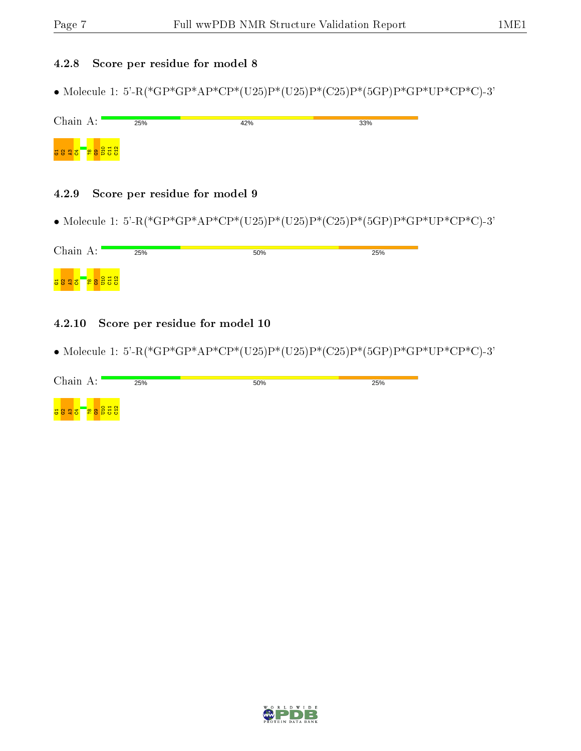### 4.2.8 Score per residue for model 8

• Molecule 1: 5'-R(*GP*GP*AP*CP*(U25)P*(U25)P*(C25)P*(5GP)P*GP*UP*CP*C)-3'

Chain A: 25% 42% 33%

G1 G2 A3 C4 ?8 G9 U10 C11 C12

### 4.2.9 Score per residue for model 9

• Molecule 1: 5'-R(*GP*GP*AP*CP*(U25)P*(U25)P*(C25)P*(5GP)P*GP*UP*CP*C)-3'

Chain A: 25% 50% 25%

G1 G2 A3 C4 ?8 G9 U10 C11 C12

### 4.2.10 Score per residue for model 10

• Molecule 1: 5'-R(*GP*GP*AP*CP*(U25)P*(U25)P*(C25)P*(5GP)P*GP*UP*CP*C)-3'

Chain A: 25% 50% 25%

G1 G2 A3 C4 ?8 G9 U10 C11 C12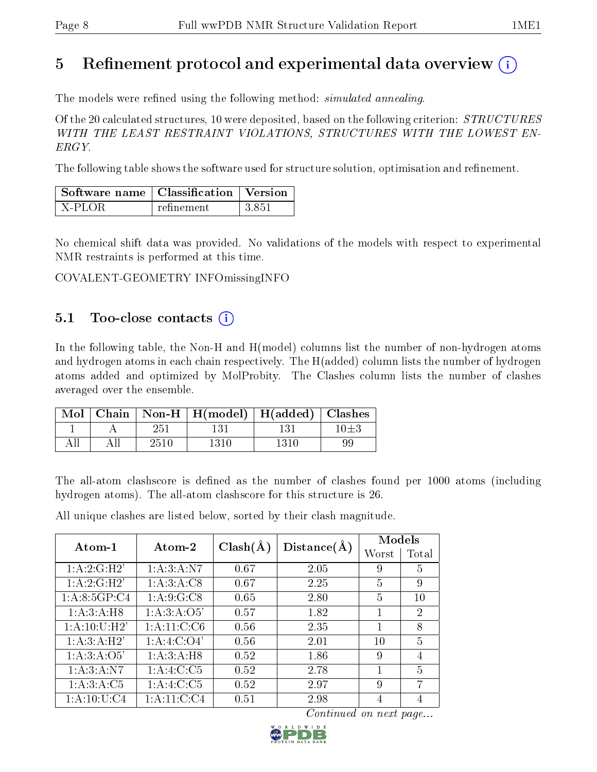# 5 Refinement protocol and experimental data overview (i)

The models were refined using the following method: *simulated annealing*.

Of the 20 calculated structures, 10 were deposited, based on the following criterion: *STRUCTURES WITH THE LEAST RESTRAINT VIOLATIONS, STRUCTURES WITH THE LOWEST ENERGY*.

The following table shows the software used for structure solution, optimisation and refinement.

| Software name | Classification | Version |
|---|---|---|
| X-PLOR | refinement | 3.851 |

No chemical shift data was provided. No validations of the models with respect to experimental NMR restraints is performed at this time.

COVALENT-GEOMETRY INFOmissingINFO

## 5.1 Too-close contacts (i)

In the following table, the Non-H and H(model) columns list the number of non-hydrogen atoms and hydrogen atoms in each chain respectively. The H(added) column lists the number of hydrogen atoms added and optimized by MolProbity. The Clashes column lists the number of clashes averaged over the ensemble.

| Mol | Chain | Non-H | H(model) | H(added) | Clashes |
|---|---|---|---|---|---|
| 1 | A | 251 | 131 | 131 | 10±3 |
| All | All | 2510 | 1310 | 1310 | 99 |

The all-atom clashscore is defined as the number of clashes found per 1000 atoms (including hydrogen atoms). The all-atom clashscore for this structure is 26.

All unique clashes are listed below, sorted by their clash magnitude.

| Atom-1 | Atom-2 | Clash(Å) | Distance(Å) | Models | |
|---|---|---|---|---|---|
| | | | | Worst | Total |
| 1:A:2:G:H2' | 1:A:3:A:N7 | 0.67 | 2.05 | 9 | 5 |
| 1:A:2:G:H2' | 1:A:3:A:C8 | 0.67 | 2.25 | 5 | 9 |
| 1:A:8:5GP:C4 | 1:A:9:G:C8 | 0.65 | 2.80 | 5 | 10 |
| 1:A:3:A:H8 | 1:A:3:A:O5' | 0.57 | 1.82 | 1 | 2 |
| 1:A:10:U:H2' | 1:A:11:C:C6 | 0.56 | 2.35 | 1 | 8 |
| 1:A:3:A:H2' | 1:A:4:C:O4' | 0.56 | 2.01 | 10 | 5 |
| 1:A:3:A:O5' | 1:A:3:A:H8 | 0.52 | 1.86 | 9 | 4 |
| 1:A:3:A:N7 | 1:A:4:C:C5 | 0.52 | 2.78 | 1 | 5 |
| 1:A:3:A:C5 | 1:A:4:C:C5 | 0.52 | 2.97 | 9 | 7 |
| 1:A:10:U:C4 | 1:A:11:C:C4 | 0.51 | 2.98 | 4 | 4 |

*Continued on next page...*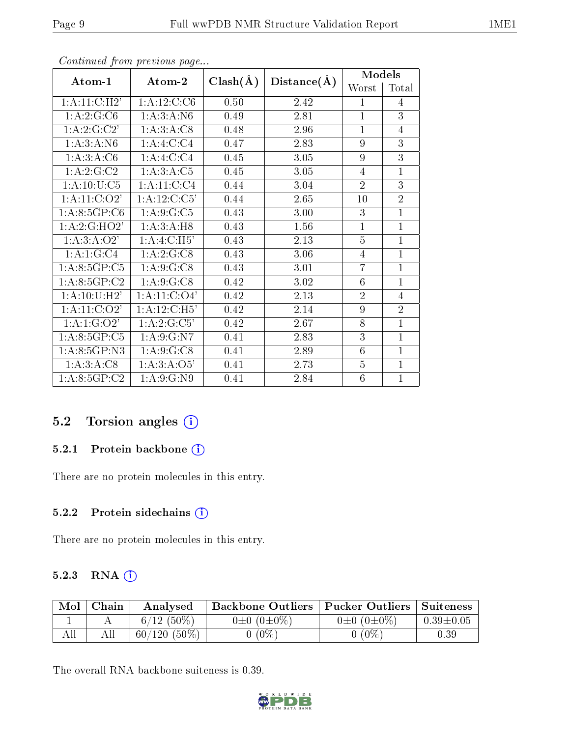*Continued from previous page...*

| Atom-1 | Atom-2 | Clash(Å) | Distance(Å) | Models | |
|---|---|---|---|---|---|
| | | | | Worst | Total |
| 1:A:11:C:H2' | 1:A:12:C:C6 | 0.50 | 2.42 | 1 | 4 |
| 1:A:2:G:C6 | 1:A:3:A:N6 | 0.49 | 2.81 | 1 | 3 |
| 1:A:2:G:C2' | 1:A:3:A:C8 | 0.48 | 2.96 | 1 | 4 |
| 1:A:3:A:N6 | 1:A:4:C:C4 | 0.47 | 2.83 | 9 | 3 |
| 1:A:3:A:C6 | 1:A:4:C:C4 | 0.45 | 3.05 | 9 | 3 |
| 1:A:2:G:C2 | 1:A:3:A:C5 | 0.45 | 3.05 | 4 | 1 |
| 1:A:10:U:C5 | 1:A:11:C:C4 | 0.44 | 3.04 | 2 | 3 |
| 1:A:11:C:O2' | 1:A:12:C:C5' | 0.44 | 2.65 | 10 | 2 |
| 1:A:8:5GP:C6 | 1:A:9:G:C5 | 0.43 | 3.00 | 3 | 1 |
| 1:A:2:G:HO2' | 1:A:3:A:H8 | 0.43 | 1.56 | 1 | 1 |
| 1:A:3:A:O2' | 1:A:4:C:H5' | 0.43 | 2.13 | 5 | 1 |
| 1:A:1:G:C4 | 1:A:2:G:C8 | 0.43 | 3.06 | 4 | 1 |
| 1:A:8:5GP:C5 | 1:A:9:G:C8 | 0.43 | 3.01 | 7 | 1 |
| 1:A:8:5GP:C2 | 1:A:9:G:C8 | 0.42 | 3.02 | 6 | 1 |
| 1:A:10:U:H2' | 1:A:11:C:O4' | 0.42 | 2.13 | 2 | 4 |
| 1:A:11:C:O2' | 1:A:12:C:H5' | 0.42 | 2.14 | 9 | 2 |
| 1:A:1:G:O2' | 1:A:2:G:C5' | 0.42 | 2.67 | 8 | 1 |
| 1:A:8:5GP:C5 | 1:A:9:G:N7 | 0.41 | 2.83 | 3 | 1 |
| 1:A:8:5GP:N3 | 1:A:9:G:C8 | 0.41 | 2.89 | 6 | 1 |
| 1:A:3:A:C8 | 1:A:3:A:O5' | 0.41 | 2.73 | 5 | 1 |
| 1:A:8:5GP:C2 | 1:A:9:G:N9 | 0.41 | 2.84 | 6 | 1 |

## 5.2 Torsion angles (i)

### 5.2.1 Protein backbone (i)

There are no protein molecules in this entry.

### 5.2.2 Protein sidechains (i)

There are no protein molecules in this entry.

### 5.2.3 RNA (i)

| Mol | Chain | Analysed | Backbone Outliers | Pucker Outliers | Suiteness |
|---|---|---|---|---|---|
| 1 | A | 6/12 (50%) | 0±0 (0±0%) | 0±0 (0±0%) | 0.39±0.05 |
| All | All | 60/120 (50%) | 0 (0%) | 0 (0%) | 0.39 |

The overall RNA backbone suiteness is 0.39.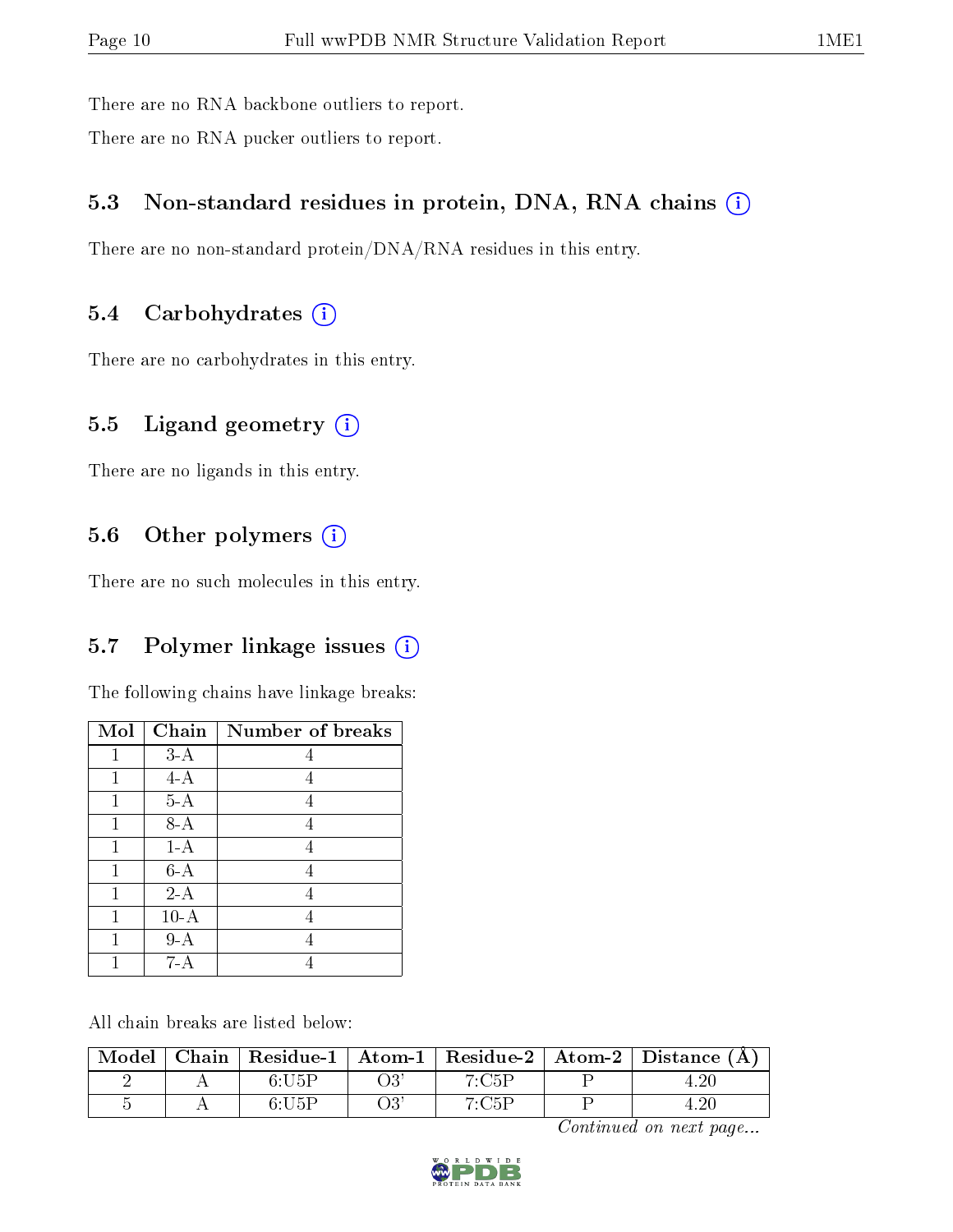There are no RNA backbone outliers to report.

There are no RNA pucker outliers to report.

### 5.3 Non-standard residues in protein, DNA, RNA chains (i)

There are no non-standard protein/DNA/RNA residues in this entry.

### 5.4 Carbohydrates (i)

There are no carbohydrates in this entry.

### 5.5 Ligand geometry (i)

There are no ligands in this entry.

### 5.6 Other polymers (i)

There are no such molecules in this entry.

### 5.7 Polymer linkage issues (i)

The following chains have linkage breaks:

| Mol | Chain | Number of breaks |
|---|---|---|
| 1 | 3-A | 4 |
| 1 | 4-A | 4 |
| 1 | 5-A | 4 |
| 1 | 8-A | 4 |
| 1 | 1-A | 4 |
| 1 | 6-A | 4 |
| 1 | 2-A | 4 |
| 1 | 10-A | 4 |
| 1 | 9-A | 4 |
| 1 | 7-A | 4 |

All chain breaks are listed below:

| Model | Chain | Residue-1 | Atom-1 | Residue-2 | Atom-2 | Distance (Å) |
|---|---|---|---|---|---|---|
| 2 | A | 6:U5P | O3' | 7:C5P | P | 4.20 |
| 5 | A | 6:U5P | O3' | 7:C5P | P | 4.20 |

*Continued on next page...*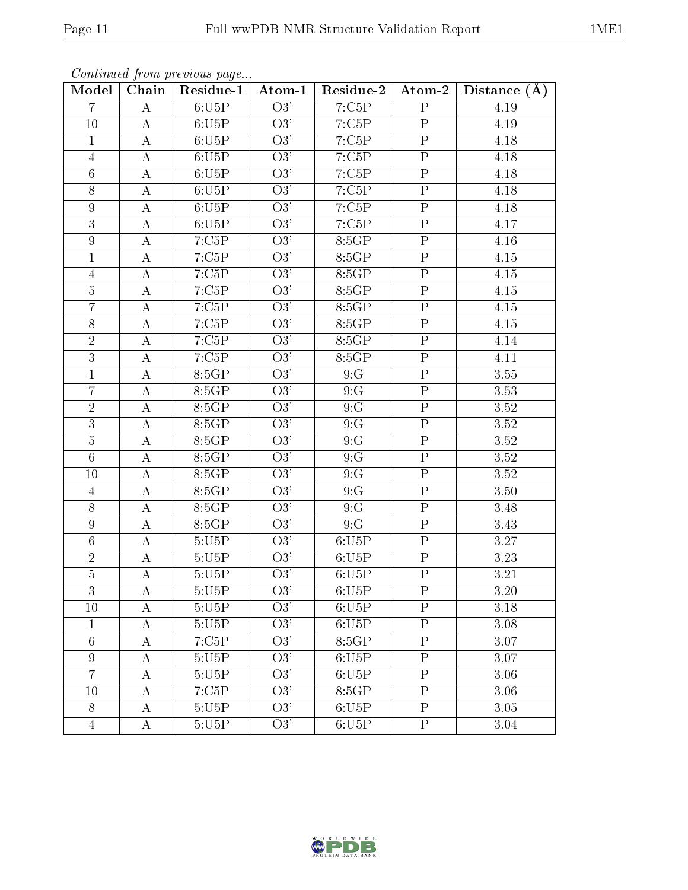*Continued from previous page...*

| Model | Chain | Residue-1 | Atom-1 | Residue-2 | Atom-2 | Distance (Å) |
|---|---|---|---|---|---|---|
| 7 | A | 6:U5P | O3' | 7:C5P | P | 4.19 |
| 10 | A | 6:U5P | O3' | 7:C5P | P | 4.19 |
| 1 | A | 6:U5P | O3' | 7:C5P | P | 4.18 |
| 4 | A | 6:U5P | O3' | 7:C5P | P | 4.18 |
| 6 | A | 6:U5P | O3' | 7:C5P | P | 4.18 |
| 8 | A | 6:U5P | O3' | 7:C5P | P | 4.18 |
| 9 | A | 6:U5P | O3' | 7:C5P | P | 4.18 |
| 3 | A | 6:U5P | O3' | 7:C5P | P | 4.17 |
| 9 | A | 7:C5P | O3' | 8:5GP | P | 4.16 |
| 1 | A | 7:C5P | O3' | 8:5GP | P | 4.15 |
| 4 | A | 7:C5P | O3' | 8:5GP | P | 4.15 |
| 5 | A | 7:C5P | O3' | 8:5GP | P | 4.15 |
| 7 | A | 7:C5P | O3' | 8:5GP | P | 4.15 |
| 8 | A | 7:C5P | O3' | 8:5GP | P | 4.15 |
| 2 | A | 7:C5P | O3' | 8:5GP | P | 4.14 |
| 3 | A | 7:C5P | O3' | 8:5GP | P | 4.11 |
| 1 | A | 8:5GP | O3' | 9:G | P | 3.55 |
| 7 | A | 8:5GP | O3' | 9:G | P | 3.53 |
| 2 | A | 8:5GP | O3' | 9:G | P | 3.52 |
| 3 | A | 8:5GP | O3' | 9:G | P | 3.52 |
| 5 | A | 8:5GP | O3' | 9:G | P | 3.52 |
| 6 | A | 8:5GP | O3' | 9:G | P | 3.52 |
| 10 | A | 8:5GP | O3' | 9:G | P | 3.52 |
| 4 | A | 8:5GP | O3' | 9:G | P | 3.50 |
| 8 | A | 8:5GP | O3' | 9:G | P | 3.48 |
| 9 | A | 8:5GP | O3' | 9:G | P | 3.43 |
| 6 | A | 5:U5P | O3' | 6:U5P | P | 3.27 |
| 2 | A | 5:U5P | O3' | 6:U5P | P | 3.23 |
| 5 | A | 5:U5P | O3' | 6:U5P | P | 3.21 |
| 3 | A | 5:U5P | O3' | 6:U5P | P | 3.20 |
| 10 | A | 5:U5P | O3' | 6:U5P | P | 3.18 |
| 1 | A | 5:U5P | O3' | 6:U5P | P | 3.08 |
| 6 | A | 7:C5P | O3' | 8:5GP | P | 3.07 |
| 9 | A | 5:U5P | O3' | 6:U5P | P | 3.07 |
| 7 | A | 5:U5P | O3' | 6:U5P | P | 3.06 |
| 10 | A | 7:C5P | O3' | 8:5GP | P | 3.06 |
| 8 | A | 5:U5P | O3' | 6:U5P | P | 3.05 |
| 4 | A | 5:U5P | O3' | 6:U5P | P | 3.04 |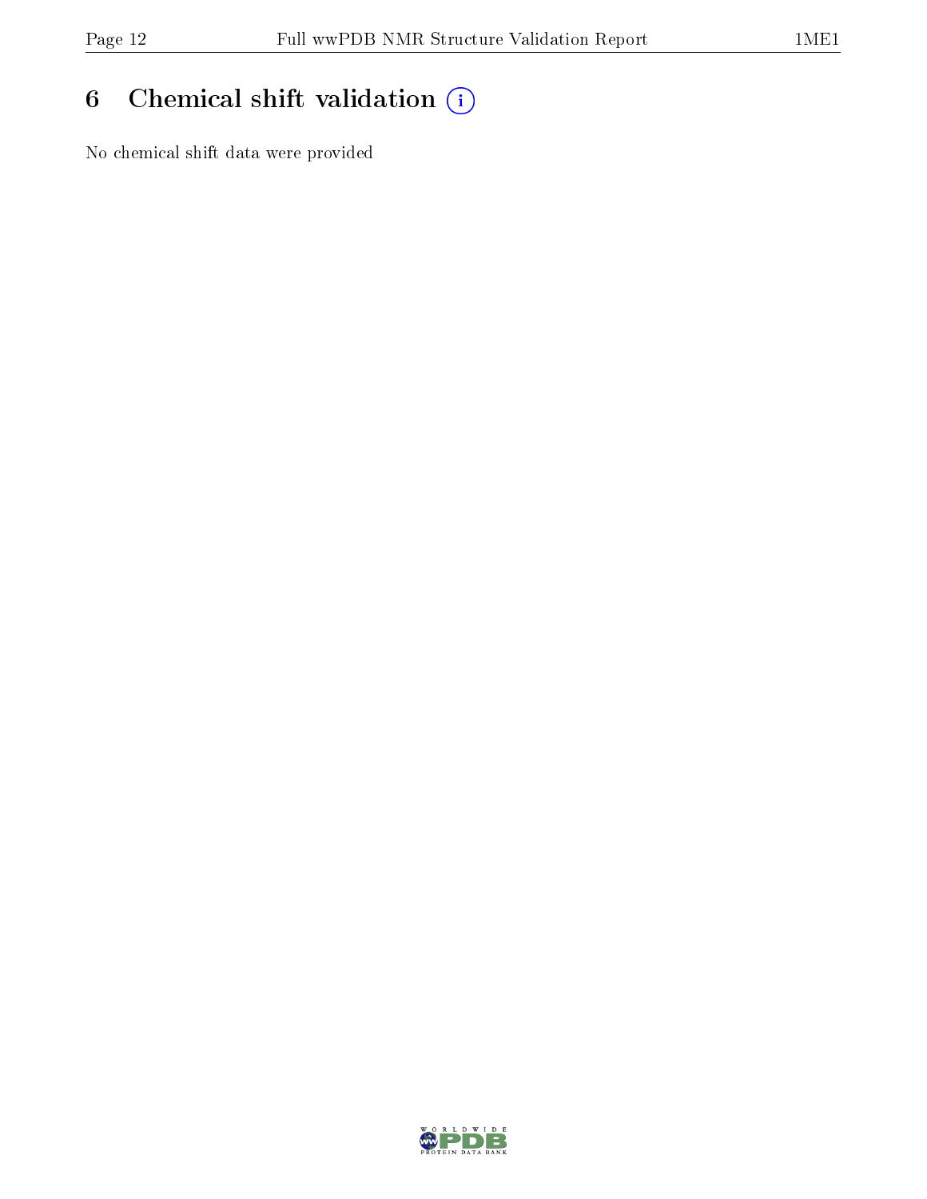# 6 Chemical shift validation

No chemical shift data were provided